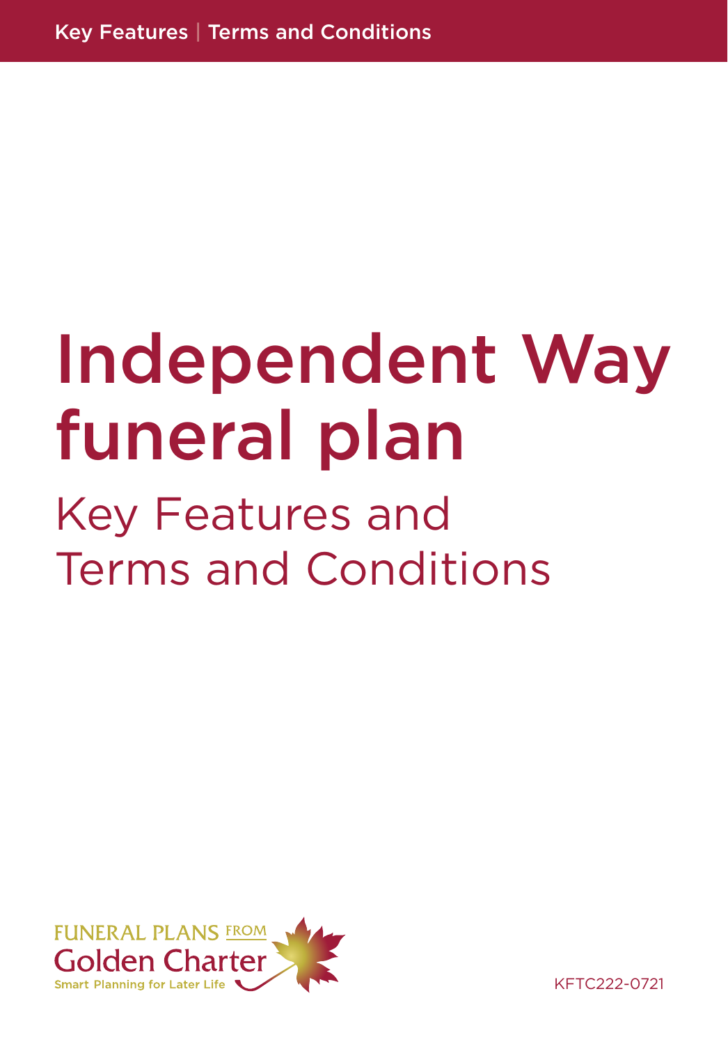Key Features | Terms and Conditions

# Independent Way funeral plan

## Key Features and Terms and Conditions

FUNERAL PLANS FROM
Golden Charter
Smart Planning for Later Life

KFTC222-0721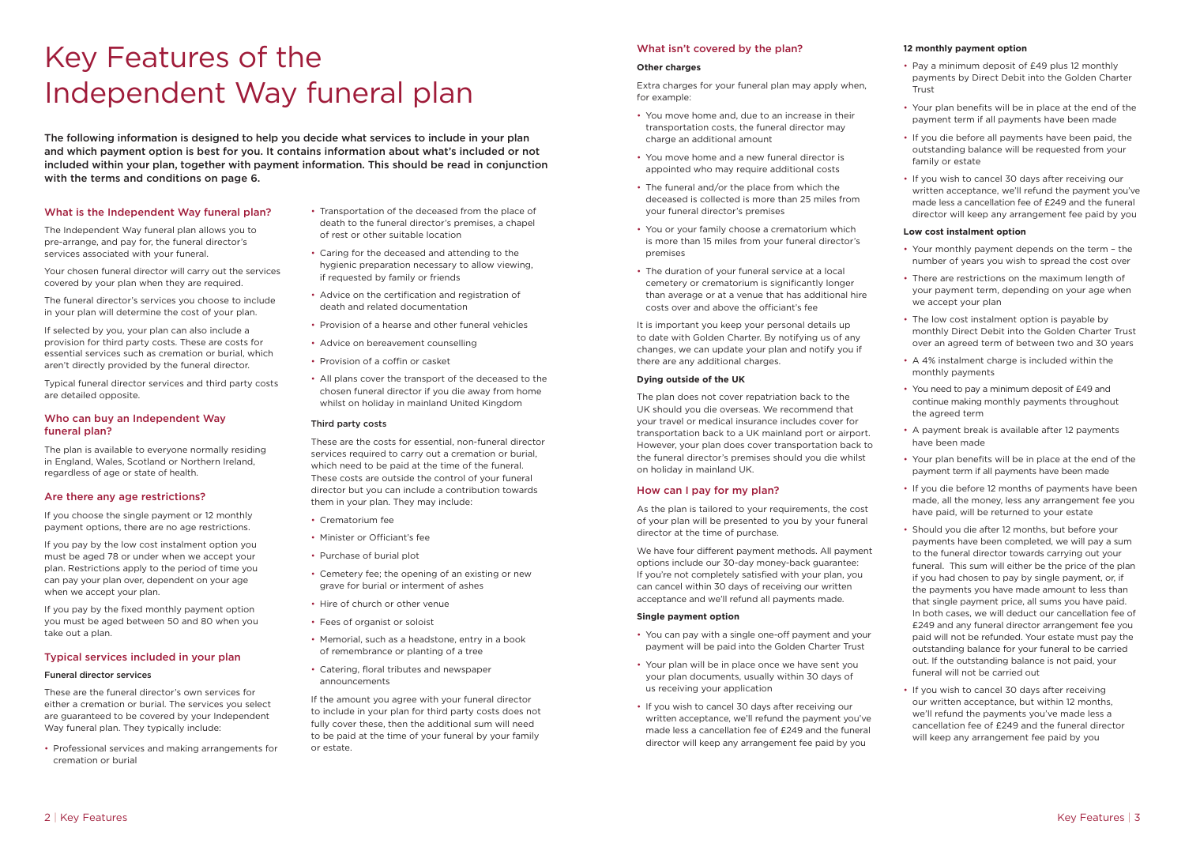# Key Features of the Independent Way funeral plan

**The following information is designed to help you decide what services to include in your plan and which payment option is best for you. It contains information about what's included or not included within your plan, together with payment information. This should be read in conjunction with the terms and conditions on page 6.**

## What is the Independent Way funeral plan?

The Independent Way funeral plan allows you to pre-arrange, and pay for, the funeral director's services associated with your funeral.

Your chosen funeral director will carry out the services covered by your plan when they are required.

The funeral director's services you choose to include in your plan will determine the cost of your plan.

If selected by you, your plan can also include a provision for third party costs. These are costs for essential services such as cremation or burial, which aren't directly provided by the funeral director.

Typical funeral director services and third party costs are detailed opposite.

## Who can buy an Independent Way funeral plan?

The plan is available to everyone normally residing in England, Wales, Scotland or Northern Ireland, regardless of age or state of health.

## Are there any age restrictions?

If you choose the single payment or 12 monthly payment options, there are no age restrictions.

If you pay by the low cost instalment option you must be aged 78 or under when we accept your plan. Restrictions apply to the period of time you can pay your plan over, dependent on your age when we accept your plan.

If you pay by the fixed monthly payment option you must be aged between 50 and 80 when you take out a plan.

## Typical services included in your plan

### Funeral director services

These are the funeral director's own services for either a cremation or burial. The services you select are guaranteed to be covered by your Independent Way funeral plan. They typically include:

- Professional services and making arrangements for cremation or burial
- Transportation of the deceased from the place of death to the funeral director's premises, a chapel of rest or other suitable location
- Caring for the deceased and attending to the hygienic preparation necessary to allow viewing, if requested by family or friends
- Advice on the certification and registration of death and related documentation
- Provision of a hearse and other funeral vehicles
- Advice on bereavement counselling
- Provision of a coffin or casket
- All plans cover the transport of the deceased to the chosen funeral director if you die away from home whilst on holiday in mainland United Kingdom

### Third party costs

These are the costs for essential, non-funeral director services required to carry out a cremation or burial, which need to be paid at the time of the funeral. These costs are outside the control of your funeral director but you can include a contribution towards them in your plan. They may include:

- Crematorium fee
- Minister or Officiant's fee
- Purchase of burial plot
- Cemetery fee; the opening of an existing or new grave for burial or interment of ashes
- Hire of church or other venue
- Fees of organist or soloist
- Memorial, such as a headstone, entry in a book of remembrance or planting of a tree
- Catering, floral tributes and newspaper announcements

If the amount you agree with your funeral director to include in your plan for third party costs does not fully cover these, then the additional sum will need to be paid at the time of your funeral by your family or estate.

## What isn't covered by the plan?

**Other charges**

Extra charges for your funeral plan may apply when, for example:

- You move home and, due to an increase in their transportation costs, the funeral director may charge an additional amount
- You move home and a new funeral director is appointed who may require additional costs
- The funeral and/or the place from which the deceased is collected is more than 25 miles from your funeral director's premises
- You or your family choose a crematorium which is more than 15 miles from your funeral director's premises
- The duration of your funeral service at a local cemetery or crematorium is significantly longer than average or at a venue that has additional hire costs over and above the officiant's fee

It is important you keep your personal details up to date with Golden Charter. By notifying us of any changes, we can update your plan and notify you if there are any additional charges.

**Dying outside of the UK**

The plan does not cover repatriation back to the UK should you die overseas. We recommend that your travel or medical insurance includes cover for transportation back to a UK mainland port or airport. However, your plan does cover transportation back to the funeral director's premises should you die whilst on holiday in mainland UK.

## How can I pay for my plan?

As the plan is tailored to your requirements, the cost of your plan will be presented to you by your funeral director at the time of purchase.

We have four different payment methods. All payment options include our 30-day money-back guarantee: If you're not completely satisfied with your plan, you can cancel within 30 days of receiving our written acceptance and we'll refund all payments made.

**Single payment option**

- You can pay with a single one-off payment and your payment will be paid into the Golden Charter Trust
- Your plan will be in place once we have sent you your plan documents, usually within 30 days of us receiving your application
- If you wish to cancel 30 days after receiving our written acceptance, we'll refund the payment you've made less a cancellation fee of £249 and the funeral director will keep any arrangement fee paid by you

**12 monthly payment option**

- Pay a minimum deposit of £49 plus 12 monthly payments by Direct Debit into the Golden Charter Trust
- Your plan benefits will be in place at the end of the payment term if all payments have been made
- If you die before all payments have been paid, the outstanding balance will be requested from your family or estate
- If you wish to cancel 30 days after receiving our written acceptance, we'll refund the payment you've made less a cancellation fee of £249 and the funeral director will keep any arrangement fee paid by you

**Low cost instalment option**

- Your monthly payment depends on the term – the number of years you wish to spread the cost over
- There are restrictions on the maximum length of your payment term, depending on your age when we accept your plan
- The low cost instalment option is payable by monthly Direct Debit into the Golden Charter Trust over an agreed term of between two and 30 years
- A 4% instalment charge is included within the monthly payments
- You need to pay a minimum deposit of £49 and continue making monthly payments throughout the agreed term
- A payment break is available after 12 payments have been made
- Your plan benefits will be in place at the end of the payment term if all payments have been made
- If you die before 12 months of payments have been made, all the money, less any arrangement fee you have paid, will be returned to your estate
- Should you die after 12 months, but before your payments have been completed, we will pay a sum to the funeral director towards carrying out your funeral. This sum will either be the price of the plan if you had chosen to pay by single payment, or, if the payments you have made amount to less than that single payment price, all sums you have paid. In both cases, we will deduct our cancellation fee of £249 and any funeral director arrangement fee you paid will not be refunded. Your estate must pay the outstanding balance for your funeral to be carried out. If the outstanding balance is not paid, your funeral will not be carried out
- If you wish to cancel 30 days after receiving our written acceptance, but within 12 months, we'll refund the payments you've made less a cancellation fee of £249 and the funeral director will keep any arrangement fee paid by you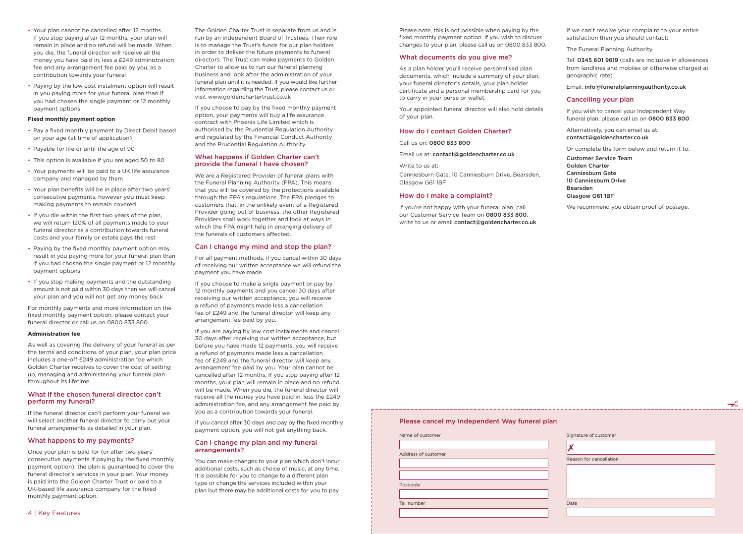- Your plan cannot be cancelled after 12 months. If you stop paying after 12 months, your plan will remain in place and no refund will be made. When you die, the funeral director will receive all the money you have paid in, less a £249 administration fee and any arrangement fee paid by you, as a contribution towards your funeral
- Paying by the low cost instalment option will result in you paying more for your funeral plan than if you had chosen the single payment or 12 monthly payment options

**Fixed monthly payment option**

- Pay a fixed monthly payment by Direct Debit based on your age (at time of application)
- Payable for life or until the age of 90
- This option is available if you are aged 50 to 80
- Your payments will be paid to a UK life assurance company and managed by them
- Your plan benefits will be in place after two years' consecutive payments, however you must keep making payments to remain covered
- If you die within the first two years of the plan, we will return 120% of all payments made to your funeral director as a contribution towards funeral costs and your family or estate pays the rest
- Paying by the fixed monthly payment option may result in you paying more for your funeral plan than if you had chosen the single payment or 12 monthly payment options
- If you stop making payments and the outstanding amount is not paid within 30 days then we will cancel your plan and you will not get any money back

For monthly payments and more information on the fixed monthly payment option, please contact your funeral director or call us on 0800 833 800.

**Administration fee**

As well as covering the delivery of your funeral as per the terms and conditions of your plan, your plan price includes a one-off £249 administration fee which Golden Charter receives to cover the cost of setting up, managing and administering your funeral plan throughout its lifetime.

## What if the chosen funeral director can't perform my funeral?

If the funeral director can't perform your funeral we will select another funeral director to carry out your funeral arrangements as detailed in your plan.

## What happens to my payments?

Once your plan is paid for (or after two years' consecutive payments if paying by the fixed monthly payment option), the plan is guaranteed to cover the funeral director's services in your plan. Your money is paid into the Golden Charter Trust or paid to a UK-based life assurance company for the fixed monthly payment option.

The Golden Charter Trust is separate from us and is run by an independent Board of Trustees. Their role is to manage the Trust's funds for our plan holders in order to deliver the future payments to funeral directors. The Trust can make payments to Golden Charter to allow us to run our funeral planning business and look after the administration of your funeral plan until it is needed. If you would like further information regarding the Trust, please contact us or visit www.goldenchartertrust.co.uk

If you choose to pay by the fixed monthly payment option, your payments will buy a life assurance contract with Phoenix Life Limited which is authorised by the Prudential Regulation Authority and regulated by the Financial Conduct Authority and the Prudential Regulation Authority.

## What happens if Golden Charter can't provide the funeral I have chosen?

We are a Registered Provider of funeral plans with the Funeral Planning Authority (FPA). This means that you will be covered by the protections available through the FPA's regulations. The FPA pledges to customers that, in the unlikely event of a Registered Provider going out of business, the other Registered Providers shall work together and look at ways in which the FPA might help in arranging delivery of the funerals of customers affected.

## Can I change my mind and stop the plan?

For all payment methods, if you cancel within 30 days of receiving our written acceptance we will refund the payment you have made.

If you choose to make a single payment or pay by 12 monthly payments and you cancel 30 days after receiving our written acceptance, you will receive a refund of payments made less a cancellation fee of £249 and the funeral director will keep any arrangement fee paid by you.

If you are paying by low cost instalments and cancel 30 days after receiving our written acceptance, but before you have made 12 payments, you will receive a refund of payments made less a cancellation fee of £249 and the funeral director will keep any arrangement fee paid by you. Your plan cannot be cancelled after 12 months. If you stop paying after 12 months, your plan will remain in place and no refund will be made. When you die, the funeral director will receive all the money you have paid in, less the £249 administration fee, and any arrangement fee paid by you as a contribution towards your funeral.

If you cancel after 30 days and pay by the fixed monthly payment option, you will not get anything back.

## Can I change my plan and my funeral arrangements?

You can make changes to your plan which don't incur additional costs, such as choice of music, at any time. It is possible for you to change to a different plan type or change the services included within your plan but there may be additional costs for you to pay. Please note, this is not possible when paying by the fixed monthly payment option. If you wish to discuss changes to your plan, please call us on 0800 833 800.

## What documents do you give me?

As a plan holder you'll receive personalised plan documents, which include a summary of your plan, your funeral director's details, your plan holder certificate and a personal membership card for you to carry in your purse or wallet.

Your appointed funeral director will also hold details of your plan.

## How do I contact Golden Charter?

Call us on: **0800 833 800**

Email us at: **contact@goldencharter.co.uk**

Write to us at:

Canniesburn Gate, 10 Canniesburn Drive, Bearsden, Glasgow G61 1BF

## How do I make a complaint?

If you're not happy with your funeral plan, call our Customer Service Team on **0800 833 800**, write to us or email **contact@goldencharter.co.uk**

If we can't resolve your complaint to your entire satisfaction then you should contact:

The Funeral Planning Authority

Tel: **0345 601 9619** (calls are inclusive in allowances from landlines and mobiles or otherwise charged at geographic rate)

Email: **info@funeralplanningauthority.co.uk**

## Cancelling your plan

If you wish to cancel your Independent Way funeral plan, please call us on **0800 833 800**.

Alternatively, you can email us at: **contact@goldencharter.co.uk**

Or complete the form below and return it to:

**Customer Service Team**
**Golden Charter**
**Canniesburn Gate**
**10 Canniesburn Drive**
**Bearsden**
**Glasgow G61 1BF**

We recommend you obtain proof of postage.

---

## Please cancel my Independent Way funeral plan

Name of customer

Address of customer

Postcode

Tel. number

Signature of customer

✗

Reason for cancellation

Date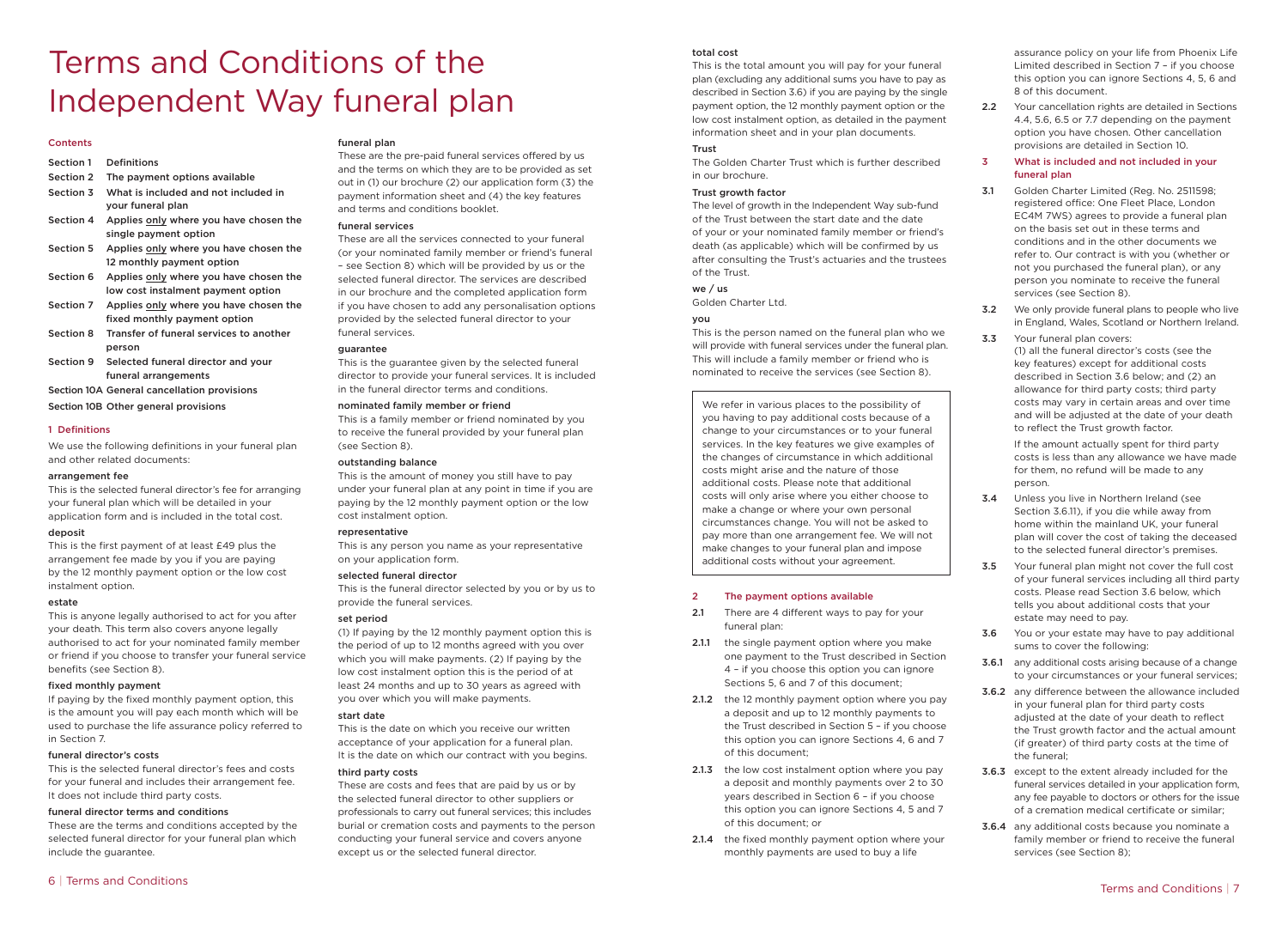# Terms and Conditions of the Independent Way funeral plan

## Contents

- Section 1 Definitions
- Section 2 The payment options available
- Section 3 What is included and not included in your funeral plan
- Section 4 Applies only where you have chosen the single payment option
- Section 5 Applies only where you have chosen the 12 monthly payment option
- Section 6 Applies only where you have chosen the low cost instalment payment option
- Section 7 Applies only where you have chosen the fixed monthly payment option
- Section 8 Transfer of funeral services to another person
- Section 9 Selected funeral director and your funeral arrangements
- Section 10A General cancellation provisions
- Section 10B Other general provisions

## 1 Definitions

We use the following definitions in your funeral plan and other related documents:

**arrangement fee**
This is the selected funeral director's fee for arranging your funeral plan which will be detailed in your application form and is included in the total cost.

**deposit**
This is the first payment of at least £49 plus the arrangement fee made by you if you are paying by the 12 monthly payment option or the low cost instalment option.

**estate**
This is anyone legally authorised to act for you after your death. This term also covers anyone legally authorised to act for your nominated family member or friend if you choose to transfer your funeral service benefits (see Section 8).

**fixed monthly payment**
If paying by the fixed monthly payment option, this is the amount you will pay each month which will be used to purchase the life assurance policy referred to in Section 7.

**funeral director's costs**
This is the selected funeral director's fees and costs for your funeral and includes their arrangement fee. It does not include third party costs.

**funeral director terms and conditions**
These are the terms and conditions accepted by the selected funeral director for your funeral plan which include the guarantee.

**funeral plan**
These are the pre-paid funeral services offered by us and the terms on which they are to be provided as set out in (1) our brochure (2) our application form (3) the payment information sheet and (4) the key features and terms and conditions booklet.

**funeral services**
These are all the services connected to your funeral (or your nominated family member or friend's funeral – see Section 8) which will be provided by us or the selected funeral director. The services are described in our brochure and the completed application form if you have chosen to add any personalisation options provided by the selected funeral director to your funeral services.

**guarantee**
This is the guarantee given by the selected funeral director to provide your funeral services. It is included in the funeral director terms and conditions.

**nominated family member or friend**
This is a family member or friend nominated by you to receive the funeral provided by your funeral plan (see Section 8).

**outstanding balance**
This is the amount of money you still have to pay under your funeral plan at any point in time if you are paying by the 12 monthly payment option or the low cost instalment option.

**representative**
This is any person you name as your representative on your application form.

**selected funeral director**
This is the funeral director selected by you or by us to provide the funeral services.

**set period**
(1) If paying by the 12 monthly payment option this is the period of up to 12 months agreed with you over which you will make payments. (2) If paying by the low cost instalment option this is the period of at least 24 months and up to 30 years as agreed with you over which you will make payments.

**start date**
This is the date on which you receive our written acceptance of your application for a funeral plan. It is the date on which our contract with you begins.

**third party costs**
These are costs and fees that are paid by us or by the selected funeral director to other suppliers or professionals to carry out funeral services; this includes burial or cremation costs and payments to the person conducting your funeral service and covers anyone except us or the selected funeral director.

**total cost**
This is the total amount you will pay for your funeral plan (excluding any additional sums you have to pay as described in Section 3.6) if you are paying by the single payment option, the 12 monthly payment option or the low cost instalment option, as detailed in the payment information sheet and in your plan documents.

**Trust**
The Golden Charter Trust which is further described in our brochure.

**Trust growth factor**
The level of growth in the Independent Way sub-fund of the Trust between the start date and the date of your or your nominated family member or friend's death (as applicable) which will be confirmed by us after consulting the Trust's actuaries and the trustees of the Trust.

**we / us**
Golden Charter Ltd.

**you**
This is the person named on the funeral plan who we will provide with funeral services under the funeral plan. This will include a family member or friend who is nominated to receive the services (see Section 8).

> We refer in various places to the possibility of you having to pay additional costs because of a change to your circumstances or to your funeral services. In the key features we give examples of the changes of circumstance in which additional costs might arise and the nature of those additional costs. Please note that additional costs will only arise where you either choose to make a change or where your own personal circumstances change. You will not be asked to pay more than one arrangement fee. We will not make changes to your funeral plan and impose additional costs without your agreement.

## 2 The payment options available

**2.1** There are 4 different ways to pay for your funeral plan:

**2.1.1** the single payment option where you make one payment to the Trust described in Section 4 – if you choose this option you can ignore Sections 5, 6 and 7 of this document;

**2.1.2** the 12 monthly payment option where you pay a deposit and up to 12 monthly payments to the Trust described in Section 5 – if you choose this option you can ignore Sections 4, 6 and 7 of this document;

**2.1.3** the low cost instalment option where you pay a deposit and monthly payments over 2 to 30 years described in Section 6 – if you choose this option you can ignore Sections 4, 5 and 7 of this document; or

**2.1.4** the fixed monthly payment option where your monthly payments are used to buy a life assurance policy on your life from Phoenix Life Limited described in Section 7 – if you choose this option you can ignore Sections 4, 5, 6 and 8 of this document.

**2.2** Your cancellation rights are detailed in Sections 4.4, 5.6, 6.5 or 7.7 depending on the payment option you have chosen. Other cancellation provisions are detailed in Section 10.

## 3 What is included and not included in your funeral plan

**3.1** Golden Charter Limited (Reg. No. 2511598; registered office: One Fleet Place, London EC4M 7WS) agrees to provide a funeral plan on the basis set out in these terms and conditions and in the other documents we refer to. Our contract is with you (whether or not you purchased the funeral plan), or any person you nominate to receive the funeral services (see Section 8).

**3.2** We only provide funeral plans to people who live in England, Wales, Scotland or Northern Ireland.

**3.3** Your funeral plan covers:
(1) all the funeral director's costs (see the key features) except for additional costs described in Section 3.6 below; and (2) an allowance for third party costs; third party costs may vary in certain areas and over time and will be adjusted at the date of your death to reflect the Trust growth factor.

If the amount actually spent for third party costs is less than any allowance we have made for them, no refund will be made to any person.

**3.4** Unless you live in Northern Ireland (see Section 3.6.11), if you die while away from home within the mainland UK, your funeral plan will cover the cost of taking the deceased to the selected funeral director's premises.

**3.5** Your funeral plan might not cover the full cost of your funeral services including all third party costs. Please read Section 3.6 below, which tells you about additional costs that your estate may need to pay.

**3.6** You or your estate may have to pay additional sums to cover the following:

**3.6.1** any additional costs arising because of a change to your circumstances or your funeral services;

**3.6.2** any difference between the allowance included in your funeral plan for third party costs adjusted at the date of your death to reflect the Trust growth factor and the actual amount (if greater) of third party costs at the time of the funeral;

**3.6.3** except to the extent already included for the funeral services detailed in your application form, any fee payable to doctors or others for the issue of a cremation medical certificate or similar;

**3.6.4** any additional costs because you nominate a family member or friend to receive the funeral services (see Section 8);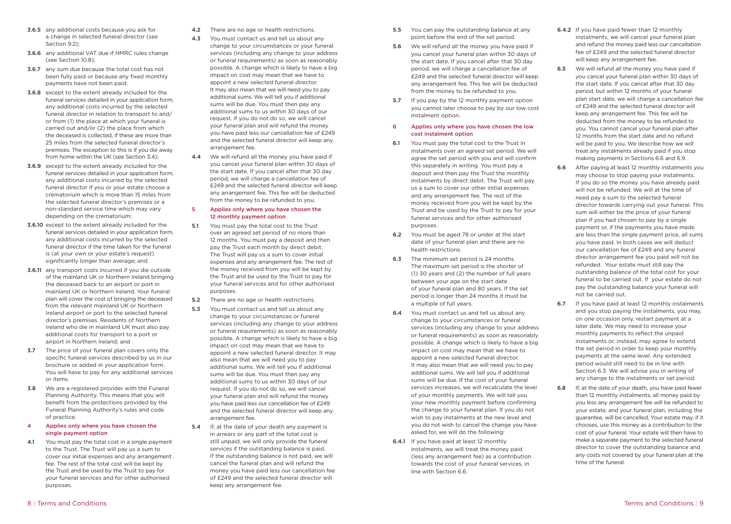**3.6.5** any additional costs because you ask for a change in selected funeral director (see Section 9.2);

**3.6.6** any additional VAT due if HMRC rules change (see Section 10.8);

**3.6.7** any sum due because the total cost has not been fully paid or because any fixed monthly payments have not been paid;

**3.6.8** except to the extent already included for the funeral services detailed in your application form, any additional costs incurred by the selected funeral director in relation to transport to and/ or from (1) the place at which your funeral is carried out and/or (2) the place from which the deceased is collected, if these are more than 25 miles from the selected funeral director's premises. The exception to this is if you die away from home within the UK (see Section 3.4);

**3.6.9** except to the extent already included for the funeral services detailed in your application form, any additional costs incurred by the selected funeral director if you or your estate choose a crematorium which is more than 15 miles from the selected funeral director's premises or a non-standard service time which may vary depending on the crematorium;

**3.6.10** except to the extent already included for the funeral services detailed in your application form, any additional costs incurred by the selected funeral director if the time taken for the funeral is (at your own or your estate's request) significantly longer than average; and

**3.6.11** any transport costs incurred if you die outside of the mainland UK or Northern Ireland bringing the deceased back to an airport or port in mainland UK or Northern Ireland. Your funeral plan will cover the cost of bringing the deceased from the relevant mainland UK or Northern Ireland airport or port to the selected funeral director's premises. Residents of Northern Ireland who die in mainland UK must also pay additional costs for transport to a port or airport in Northern Ireland; and

**3.7** The price of your funeral plan covers only the specific funeral services described by us in our brochure or added in your application form. You will have to pay for any additional services or items.

**3.8** We are a registered provider with the Funeral Planning Authority. This means that you will benefit from the protections provided by the Funeral Planning Authority's rules and code of practice.

## 4 Applies only where you have chosen the single payment option

**4.1** You must pay the total cost in a single payment to the Trust. The Trust will pay us a sum to cover our initial expenses and any arrangement fee. The rest of the total cost will be kept by the Trust and be used by the Trust to pay for your funeral services and for other authorised purposes.

**4.2** There are no age or health restrictions.

**4.3** You must contact us and tell us about any change to your circumstances or your funeral services (including any change to your address or funeral requirements) as soon as reasonably possible. A change which is likely to have a big impact on cost may mean that we have to appoint a new selected funeral director. It may also mean that we will need you to pay additional sums. We will tell you if additional sums will be due. You must then pay any additional sums to us within 30 days of our request. If you do not do so, we will cancel your funeral plan and will refund the money you have paid less our cancellation fee of £249 and the selected funeral director will keep any arrangement fee.

**4.4** We will refund all the money you have paid if you cancel your funeral plan within 30 days of the start date. If you cancel after that 30 day period, we will charge a cancellation fee of £249 and the selected funeral director will keep any arrangement fee. This fee will be deducted from the money to be refunded to you.

## 5 Applies only where you have chosen the 12 monthly payment option

**5.1** You must pay the total cost to the Trust over an agreed set period of no more than 12 months. You must pay a deposit and then pay the Trust each month by direct debit. The Trust will pay us a sum to cover initial expenses and any arrangement fee. The rest of the money received from you will be kept by the Trust and be used by the Trust to pay for your funeral services and for other authorised purposes.

**5.2** There are no age or health restrictions.

**5.3** You must contact us and tell us about any change to your circumstances or funeral services (including any change to your address or funeral requirements) as soon as reasonably possible. A change which is likely to have a big impact on cost may mean that we have to appoint a new selected funeral director. It may also mean that we will need you to pay additional sums. We will tell you if additional sums will be due. You must then pay any additional sums to us within 30 days of our request. If you do not do so, we will cancel your funeral plan and will refund the money you have paid less our cancellation fee of £249 and the selected funeral director will keep any arrangement fee.

**5.4** If, at the date of your death any payment is in arrears or any part of the total cost is still unpaid, we will only provide the funeral services if the outstanding balance is paid. If the outstanding balance is not paid, we will cancel the funeral plan and will refund the money you have paid less our cancellation fee of £249 and the selected funeral director will keep any arrangement fee.

**5.5** You can pay the outstanding balance at any point before the end of the set period.

**5.6** We will refund all the money you have paid if you cancel your funeral plan within 30 days of the start date. If you cancel after that 30 day period, we will charge a cancellation fee of £249 and the selected funeral director will keep any arrangement fee. This fee will be deducted from the money to be refunded to you.

**5.7** If you pay by the 12 monthly payment option you cannot later choose to pay by our low cost instalment option.

## 6 Applies only where you have chosen the low cost instalment option

**6.1** You must pay the total cost to the Trust in instalments over an agreed set period. We will agree the set period with you and will confirm this separately in writing. You must pay a deposit and then pay the Trust the monthly instalments by direct debit. The Trust will pay us a sum to cover our other initial expenses and any arrangement fee. The rest of the money received from you will be kept by the Trust and be used by the Trust to pay for your funeral services and for other authorised purposes.

**6.2** You must be aged 78 or under at the start date of your funeral plan and there are no health restrictions.

**6.3** The minimum set period is 24 months. The maximum set period is the shorter of (1) 30 years and (2) the number of full years between your age on the start date of your funeral plan and 80 years. If the set period is longer than 24 months it must be a multiple of full years.

**6.4** You must contact us and tell us about any change to your circumstances or funeral services (including any change to your address or funeral requirements) as soon as reasonably possible. A change which is likely to have a big impact on cost may mean that we have to appoint a new selected funeral director. It may also mean that we will need you to pay additional sums. We will tell you if additional sums will be due. If the cost of your funeral services increases, we will recalculate the level of your monthly payments. We will tell you your new monthly payment before confirming the change to your funeral plan. If you do not wish to pay instalments at the new level and you do not wish to cancel the change you have asked for, we will do the following:

**6.4.1** If you have paid at least 12 monthly instalments, we will treat the money paid (less any arrangement fee) as a contribution towards the cost of your funeral services, in line with Section 6.6.

**6.4.2** If you have paid fewer than 12 monthly instalments, we will cancel your funeral plan and refund the money paid less our cancellation fee of £249 and the selected funeral director will keep any arrangement fee.

**6.5** We will refund all the money you have paid if you cancel your funeral plan within 30 days of the start date. If you cancel after that 30 day period, but within 12 months of your funeral plan start date, we will charge a cancellation fee of £249 and the selected funeral director will keep any arrangement fee. This fee will be deducted from the money to be refunded to you. You cannot cancel your funeral plan after 12 months from the start date and no refund will be paid to you. We describe how we will treat any instalments already paid if you stop making payments in Sections 6.6 and 6.9.

**6.6** After paying at least 12 monthly instalments you may choose to stop paying your instalments. If you do so the money you have already paid will not be refunded. We will at the time of need pay a sum to the selected funeral director towards carrying out your funeral. This sum will either be the price of your funeral plan if you had chosen to pay by a single payment or, if the payments you have made are less than the single payment price, all sums you have paid. In both cases we will deduct our cancellation fee of £249 and any funeral director arrangement fee you paid will not be refunded. Your estate must still pay the outstanding balance of the total cost for your funeral to be carried out. If your estate do not pay the outstanding balance your funeral will not be carried out.

**6.7** If you have paid at least 12 monthly instalments and you stop paying the instalments, you may, on one occasion only, restart payment at a later date. We may need to increase your monthly payments to reflect the unpaid instalments or, instead, may agree to extend the set period in order to keep your monthly payments at the same level. Any extended period would still need to be in line with Section 6.3. We will advise you in writing of any change to the instalments or set period.

**6.8** If, at the date of your death, you have paid fewer than 12 monthly instalments, all money paid by you less any arrangement fee will be refunded to your estate, and your funeral plan, including the guarantee, will be cancelled. Your estate may, if it chooses, use this money as a contribution to the cost of your funeral. Your estate will then have to make a separate payment to the selected funeral director to cover the outstanding balance and any costs not covered by your funeral plan at the time of the funeral.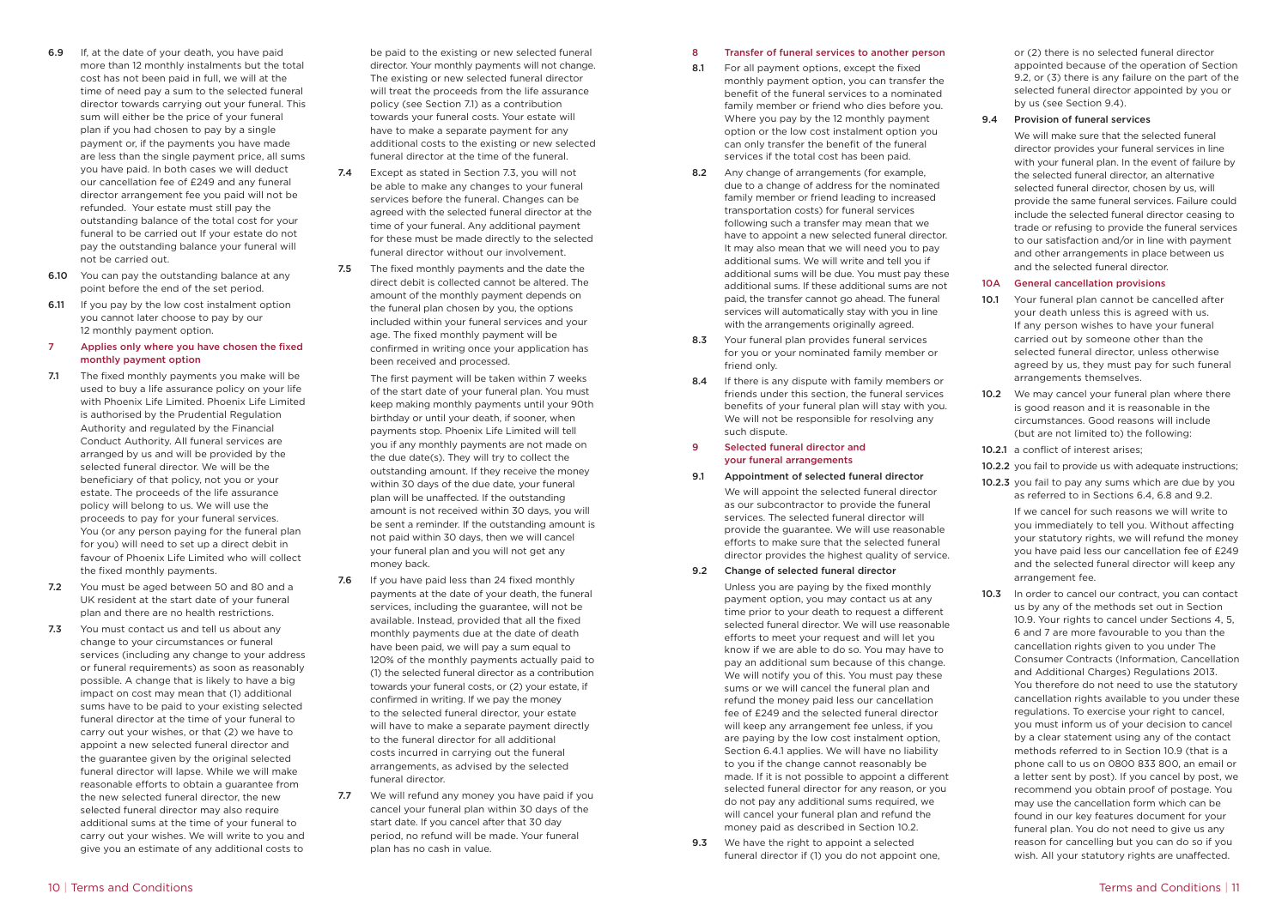**6.9** If, at the date of your death, you have paid more than 12 monthly instalments but the total cost has not been paid in full, we will at the time of need pay a sum to the selected funeral director towards carrying out your funeral. This sum will either be the price of your funeral plan if you had chosen to pay by a single payment or, if the payments you have made are less than the single payment price, all sums you have paid. In both cases we will deduct our cancellation fee of £249 and any funeral director arrangement fee you paid will not be refunded. Your estate must still pay the outstanding balance of the total cost for your funeral to be carried out If your estate do not pay the outstanding balance your funeral will not be carried out.

**6.10** You can pay the outstanding balance at any point before the end of the set period.

**6.11** If you pay by the low cost instalment option you cannot later choose to pay by our 12 monthly payment option.

## 7 Applies only where you have chosen the fixed monthly payment option

**7.1** The fixed monthly payments you make will be used to buy a life assurance policy on your life with Phoenix Life Limited. Phoenix Life Limited is authorised by the Prudential Regulation Authority and regulated by the Financial Conduct Authority. All funeral services are arranged by us and will be provided by the selected funeral director. We will be the beneficiary of that policy, not you or your estate. The proceeds of the life assurance policy will belong to us. We will use the proceeds to pay for your funeral services. You (or any person paying for the funeral plan for you) will need to set up a direct debit in favour of Phoenix Life Limited who will collect the fixed monthly payments.

**7.2** You must be aged between 50 and 80 and a UK resident at the start date of your funeral plan and there are no health restrictions.

**7.3** You must contact us and tell us about any change to your circumstances or funeral services (including any change to your address or funeral requirements) as soon as reasonably possible. A change that is likely to have a big impact on cost may mean that (1) additional sums have to be paid to your existing selected funeral director at the time of your funeral to carry out your wishes, or that (2) we have to appoint a new selected funeral director and the guarantee given by the original selected funeral director will lapse. While we will make reasonable efforts to obtain a guarantee from the new selected funeral director, the new selected funeral director may also require additional sums at the time of your funeral to carry out your wishes. We will write to you and give you an estimate of any additional costs to be paid to the existing or new selected funeral director. Your monthly payments will not change. The existing or new selected funeral director will treat the proceeds from the life assurance policy (see Section 7.1) as a contribution towards your funeral costs. Your estate will have to make a separate payment for any additional costs to the existing or new selected funeral director at the time of the funeral.

**7.4** Except as stated in Section 7.3, you will not be able to make any changes to your funeral services before the funeral. Changes can be agreed with the selected funeral director at the time of your funeral. Any additional payment for these must be made directly to the selected funeral director without our involvement.

**7.5** The fixed monthly payments and the date the direct debit is collected cannot be altered. The amount of the monthly payment depends on the funeral plan chosen by you, the options included within your funeral services and your age. The fixed monthly payment will be confirmed in writing once your application has been received and processed.

The first payment will be taken within 7 weeks of the start date of your funeral plan. You must keep making monthly payments until your 90th birthday or until your death, if sooner, when payments stop. Phoenix Life Limited will tell you if any monthly payments are not made on the due date(s). They will try to collect the outstanding amount. If they receive the money within 30 days of the due date, your funeral plan will be unaffected. If the outstanding amount is not received within 30 days, you will be sent a reminder. If the outstanding amount is not paid within 30 days, then we will cancel your funeral plan and you will not get any money back.

**7.6** If you have paid less than 24 fixed monthly payments at the date of your death, the funeral services, including the guarantee, will not be available. Instead, provided that all the fixed monthly payments due at the date of death have been paid, we will pay a sum equal to 120% of the monthly payments actually paid to (1) the selected funeral director as a contribution towards your funeral costs, or (2) your estate, if confirmed in writing. If we pay the money to the selected funeral director, your estate will have to make a separate payment directly to the funeral director for all additional costs incurred in carrying out the funeral arrangements, as advised by the selected funeral director.

**7.7** We will refund any money you have paid if you cancel your funeral plan within 30 days of the start date. If you cancel after that 30 day period, no refund will be made. Your funeral plan has no cash in value.

## 8 Transfer of funeral services to another person

**8.1** For all payment options, except the fixed monthly payment option, you can transfer the benefit of the funeral services to a nominated family member or friend who dies before you. Where you pay by the 12 monthly payment option or the low cost instalment option you can only transfer the benefit of the funeral services if the total cost has been paid.

**8.2** Any change of arrangements (for example, due to a change of address for the nominated family member or friend leading to increased transportation costs) for funeral services following such a transfer may mean that we have to appoint a new selected funeral director. It may also mean that we will need you to pay additional sums. We will write and tell you if additional sums will be due. You must pay these additional sums. If these additional sums are not paid, the transfer cannot go ahead. The funeral services will automatically stay with you in line with the arrangements originally agreed.

**8.3** Your funeral plan provides funeral services for you or your nominated family member or friend only.

**8.4** If there is any dispute with family members or friends under this section, the funeral services benefits of your funeral plan will stay with you. We will not be responsible for resolving any such dispute.

## 9 Selected funeral director and your funeral arrangements

**9.1 Appointment of selected funeral director**

We will appoint the selected funeral director as our subcontractor to provide the funeral services. The selected funeral director will provide the guarantee. We will use reasonable efforts to make sure that the selected funeral director provides the highest quality of service.

**9.2 Change of selected funeral director**

Unless you are paying by the fixed monthly payment option, you may contact us at any time prior to your death to request a different selected funeral director. We will use reasonable efforts to meet your request and will let you know if we are able to do so. You may have to pay an additional sum because of this change. We will notify you of this. You must pay these sums or we will cancel the funeral plan and refund the money paid less our cancellation fee of £249 and the selected funeral director will keep any arrangement fee unless, if you are paying by the low cost instalment option, Section 6.4.1 applies. We will have no liability to you if the change cannot reasonably be made. If it is not possible to appoint a different selected funeral director for any reason, or you do not pay any additional sums required, we will cancel your funeral plan and refund the money paid as described in Section 10.2.

**9.3** We have the right to appoint a selected funeral director if (1) you do not appoint one, or (2) there is no selected funeral director appointed because of the operation of Section 9.2, or (3) there is any failure on the part of the selected funeral director appointed by you or by us (see Section 9.4).

**9.4 Provision of funeral services**

We will make sure that the selected funeral director provides your funeral services in line with your funeral plan. In the event of failure by the selected funeral director, an alternative selected funeral director, chosen by us, will provide the same funeral services. Failure could include the selected funeral director ceasing to trade or refusing to provide the funeral services to our satisfaction and/or in line with payment and other arrangements in place between us and the selected funeral director.

## 10A General cancellation provisions

**10.1** Your funeral plan cannot be cancelled after your death unless this is agreed with us. If any person wishes to have your funeral carried out by someone other than the selected funeral director, unless otherwise agreed by us, they must pay for such funeral arrangements themselves.

**10.2** We may cancel your funeral plan where there is good reason and it is reasonable in the circumstances. Good reasons will include (but are not limited to) the following:

**10.2.1** a conflict of interest arises;

**10.2.2** you fail to provide us with adequate instructions;

**10.2.3** you fail to pay any sums which are due by you as referred to in Sections 6.4, 6.8 and 9.2.

If we cancel for such reasons we will write to you immediately to tell you. Without affecting your statutory rights, we will refund the money you have paid less our cancellation fee of £249 and the selected funeral director will keep any arrangement fee.

**10.3** In order to cancel our contract, you can contact us by any of the methods set out in Section 10.9. Your rights to cancel under Sections 4, 5, 6 and 7 are more favourable to you than the cancellation rights given to you under The Consumer Contracts (Information, Cancellation and Additional Charges) Regulations 2013. You therefore do not need to use the statutory cancellation rights available to you under these regulations. To exercise your right to cancel, you must inform us of your decision to cancel by a clear statement using any of the contact methods referred to in Section 10.9 (that is a phone call to us on 0800 833 800, an email or a letter sent by post). If you cancel by post, we recommend you obtain proof of postage. You may use the cancellation form which can be found in our key features document for your funeral plan. You do not need to give us any reason for cancelling but you can do so if you wish. All your statutory rights are unaffected.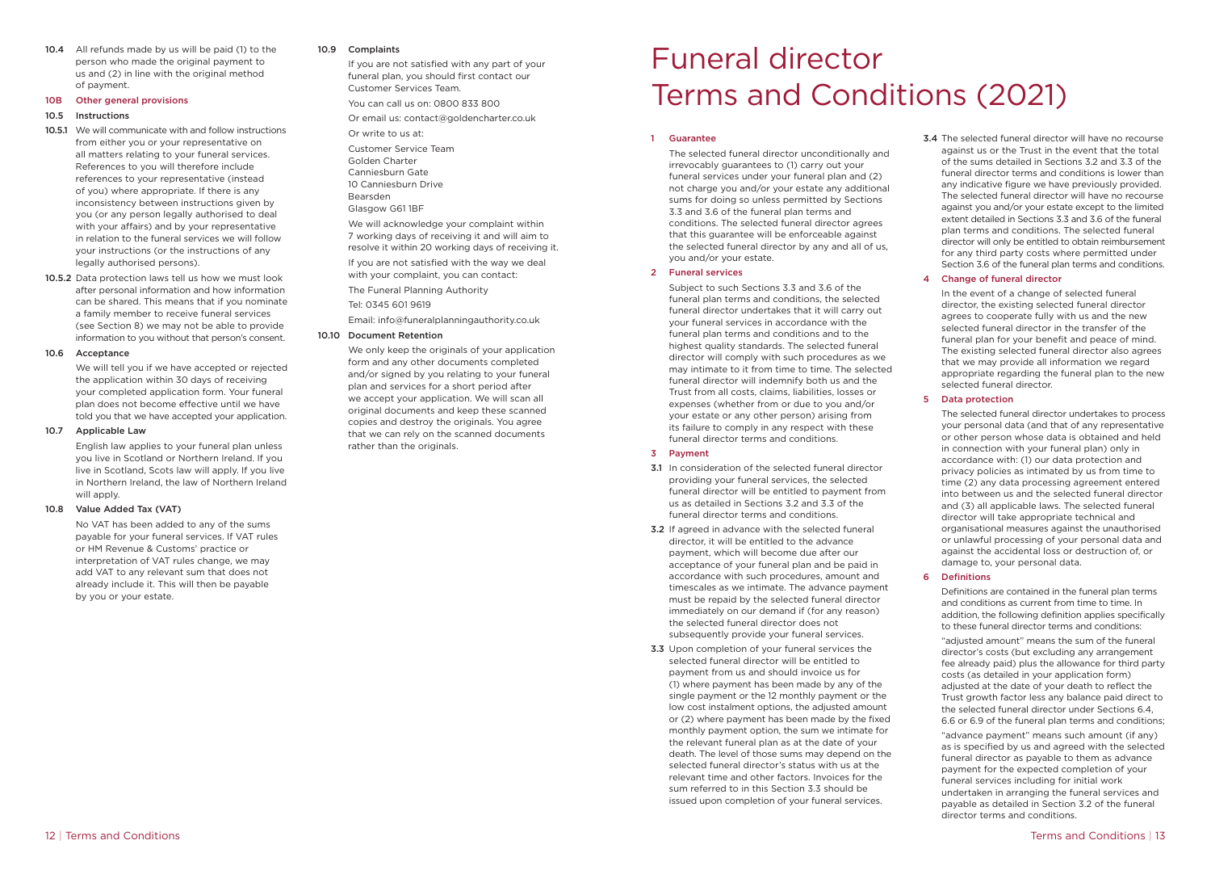**10.4** All refunds made by us will be paid (1) to the person who made the original payment to us and (2) in line with the original method of payment.

### 10B Other general provisions

**10.5 Instructions**

**10.5.1** We will communicate with and follow instructions from either you or your representative on all matters relating to your funeral services. References to you will therefore include references to your representative (instead of you) where appropriate. If there is any inconsistency between instructions given by you (or any person legally authorised to deal with your affairs) and by your representative in relation to the funeral services we will follow your instructions (or the instructions of any legally authorised persons).

**10.5.2** Data protection laws tell us how we must look after personal information and how information can be shared. This means that if you nominate a family member to receive funeral services (see Section 8) we may not be able to provide information to you without that person's consent.

**10.6 Acceptance**

We will tell you if we have accepted or rejected the application within 30 days of receiving your completed application form. Your funeral plan does not become effective until we have told you that we have accepted your application.

**10.7 Applicable Law**

English law applies to your funeral plan unless you live in Scotland or Northern Ireland. If you live in Scotland, Scots law will apply. If you live in Northern Ireland, the law of Northern Ireland will apply.

**10.8 Value Added Tax (VAT)**

No VAT has been added to any of the sums payable for your funeral services. If VAT rules or HM Revenue & Customs' practice or interpretation of VAT rules change, we may add VAT to any relevant sum that does not already include it. This will then be payable by you or your estate.

**10.9 Complaints**

If you are not satisfied with any part of your funeral plan, you should first contact our Customer Services Team.

You can call us on: 0800 833 800

Or email us: contact@goldencharter.co.uk

Or write to us at:

Customer Service Team
Golden Charter
Canniesburn Gate
10 Canniesburn Drive
Bearsden
Glasgow G61 1BF

We will acknowledge your complaint within 7 working days of receiving it and will aim to resolve it within 20 working days of receiving it.

If you are not satisfied with the way we deal with your complaint, you can contact:

The Funeral Planning Authority

Tel: 0345 601 9619

Email: info@funeralplanningauthority.co.uk

**10.10 Document Retention**

We only keep the originals of your application form and any other documents completed and/or signed by you relating to your funeral plan and services for a short period after we accept your application. We will scan all original documents and keep these scanned copies and destroy the originals. You agree that we can rely on the scanned documents rather than the originals.

# Funeral director Terms and Conditions (2021)

### 1 Guarantee

The selected funeral director unconditionally and irrevocably guarantees to (1) carry out your funeral services under your funeral plan and (2) not charge you and/or your estate any additional sums for doing so unless permitted by Sections 3.3 and 3.6 of the funeral plan terms and conditions. The selected funeral director agrees that this guarantee will be enforceable against the selected funeral director by any and all of us, you and/or your estate.

### 2 Funeral services

Subject to such Sections 3.3 and 3.6 of the funeral plan terms and conditions, the selected funeral director undertakes that it will carry out your funeral services in accordance with the funeral plan terms and conditions and to the highest quality standards. The selected funeral director will comply with such procedures as we may intimate to it from time to time. The selected funeral director will indemnify both us and the Trust from all costs, claims, liabilities, losses or expenses (whether from or due to you and/or your estate or any other person) arising from its failure to comply in any respect with these funeral director terms and conditions.

### 3 Payment

**3.1** In consideration of the selected funeral director providing your funeral services, the selected funeral director will be entitled to payment from us as detailed in Sections 3.2 and 3.3 of the funeral director terms and conditions.

**3.2** If agreed in advance with the selected funeral director, it will be entitled to the advance payment, which will become due after our acceptance of your funeral plan and be paid in accordance with such procedures, amount and timescales as we intimate. The advance payment must be repaid by the selected funeral director immediately on our demand if (for any reason) the selected funeral director does not subsequently provide your funeral services.

**3.3** Upon completion of your funeral services the selected funeral director will be entitled to payment from us and should invoice us for (1) where payment has been made by any of the single payment or the 12 monthly payment or the low cost instalment options, the adjusted amount or (2) where payment has been made by the fixed monthly payment option, the sum we intimate for the relevant funeral plan as at the date of your death. The level of those sums may depend on the selected funeral director's status with us at the relevant time and other factors. Invoices for the sum referred to in this Section 3.3 should be issued upon completion of your funeral services.

**3.4** The selected funeral director will have no recourse against us or the Trust in the event that the total of the sums detailed in Sections 3.2 and 3.3 of the funeral director terms and conditions is lower than any indicative figure we have previously provided. The selected funeral director will have no recourse against you and/or your estate except to the limited extent detailed in Sections 3.3 and 3.6 of the funeral plan terms and conditions. The selected funeral director will only be entitled to obtain reimbursement for any third party costs where permitted under Section 3.6 of the funeral plan terms and conditions.

### 4 Change of funeral director

In the event of a change of selected funeral director, the existing selected funeral director agrees to cooperate fully with us and the new selected funeral director in the transfer of the funeral plan for your benefit and peace of mind. The existing selected funeral director also agrees that we may provide all information we regard appropriate regarding the funeral plan to the new selected funeral director.

### 5 Data protection

The selected funeral director undertakes to process your personal data (and that of any representative or other person whose data is obtained and held in connection with your funeral plan) only in accordance with: (1) our data protection and privacy policies as intimated by us from time to time (2) any data processing agreement entered into between us and the selected funeral director and (3) all applicable laws. The selected funeral director will take appropriate technical and organisational measures against the unauthorised or unlawful processing of your personal data and against the accidental loss or destruction of, or damage to, your personal data.

### 6 Definitions

Definitions are contained in the funeral plan terms and conditions as current from time to time. In addition, the following definition applies specifically to these funeral director terms and conditions:

"adjusted amount" means the sum of the funeral director's costs (but excluding any arrangement fee already paid) plus the allowance for third party costs (as detailed in your application form) adjusted at the date of your death to reflect the Trust growth factor less any balance paid direct to the selected funeral director under Sections 6.4, 6.6 or 6.9 of the funeral plan terms and conditions;

"advance payment" means such amount (if any) as is specified by us and agreed with the selected funeral director as payable to them as advance payment for the expected completion of your funeral services including for initial work undertaken in arranging the funeral services and payable as detailed in Section 3.2 of the funeral director terms and conditions.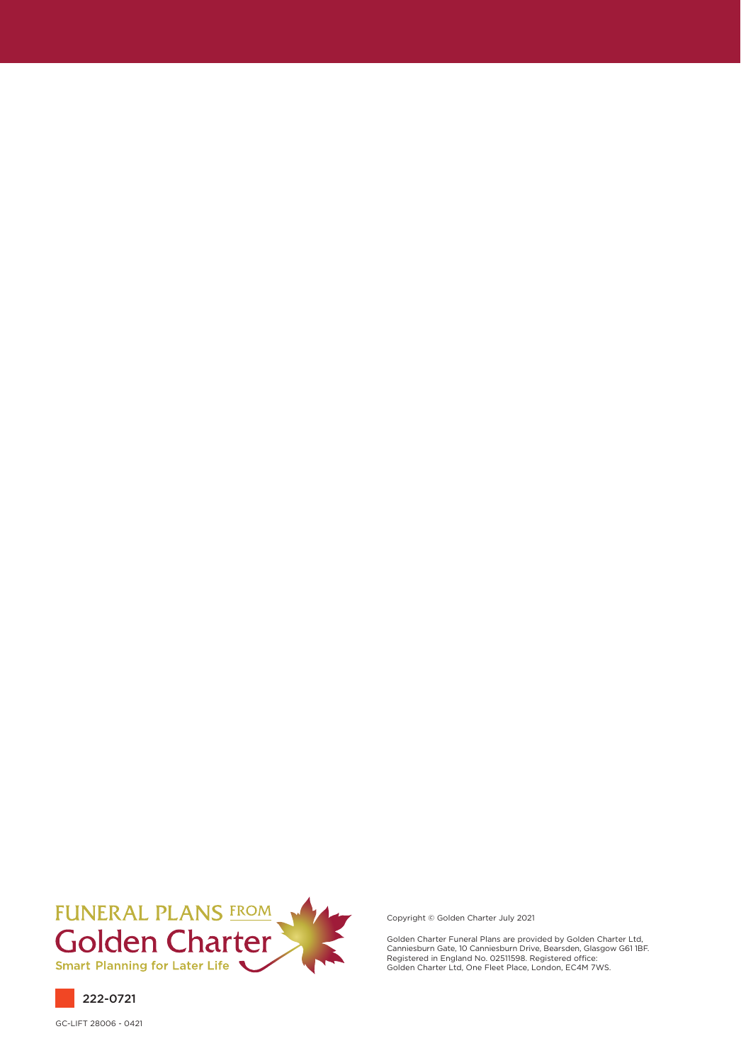FUNERAL PLANS FROM
Golden Charter
Smart Planning for Later Life

222-0721

GC-LIFT 28006 - 0421

Copyright © Golden Charter July 2021

Golden Charter Funeral Plans are provided by Golden Charter Ltd, Canniesburn Gate, 10 Canniesburn Drive, Bearsden, Glasgow G61 1BF. Registered in England No. 02511598. Registered office: Golden Charter Ltd, One Fleet Place, London, EC4M 7WS.